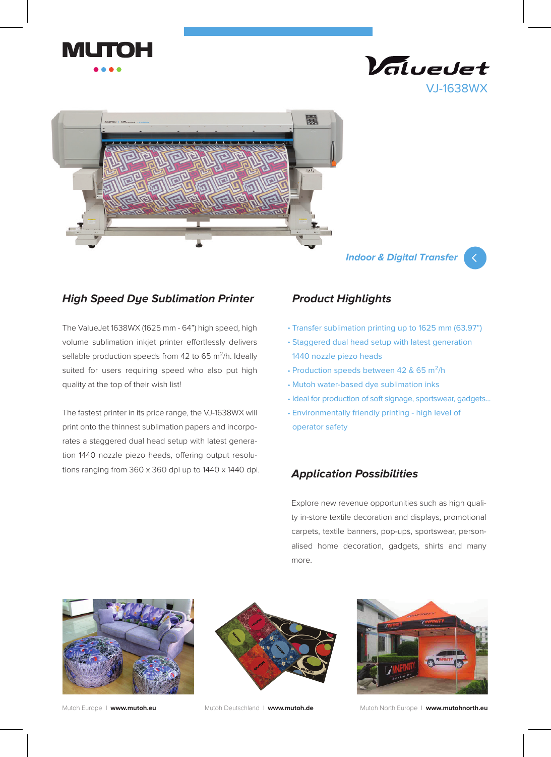# MUTOH

## ValueJet VJ-1638WX

*Indoor & Digital Transfer*

### *High Speed Dye Sublimation Printer*

The ValueJet 1638WX (1625 mm - 64") high speed, high volume sublimation inkjet printer effortlessly delivers sellable production speeds from 42 to 65 $m^2$/h. Ideally suited for users requiring speed who also put high quality at the top of their wish list!

The fastest printer in its price range, the VJ-1638WX will print onto the thinnest sublimation papers and incorporates a staggered dual head setup with latest generation 1440 nozzle piezo heads, offering output resolutions ranging from 360 x 360 dpi up to 1440 x 1440 dpi.

### *Product Highlights*

- Transfer sublimation printing up to 1625 mm (63.97")
- Staggered dual head setup with latest generation 1440 nozzle piezo heads
- Production speeds between 42 & 65 $m^2$/h
- Mutoh water-based dye sublimation inks
- Ideal for production of soft signage, sportswear, gadgets...
- Environmentally friendly printing - high level of operator safety

### *Application Possibilities*

Explore new revenue opportunities such as high quality in-store textile decoration and displays, promotional carpets, textile banners, pop-ups, sportswear, personalised home decoration, gadgets, shirts and many more.

Mutoh Europe | **www.mutoh.eu**    Mutoh Deutschland | **www.mutoh.de**    Mutoh North Europe | **www.mutohnorth.eu**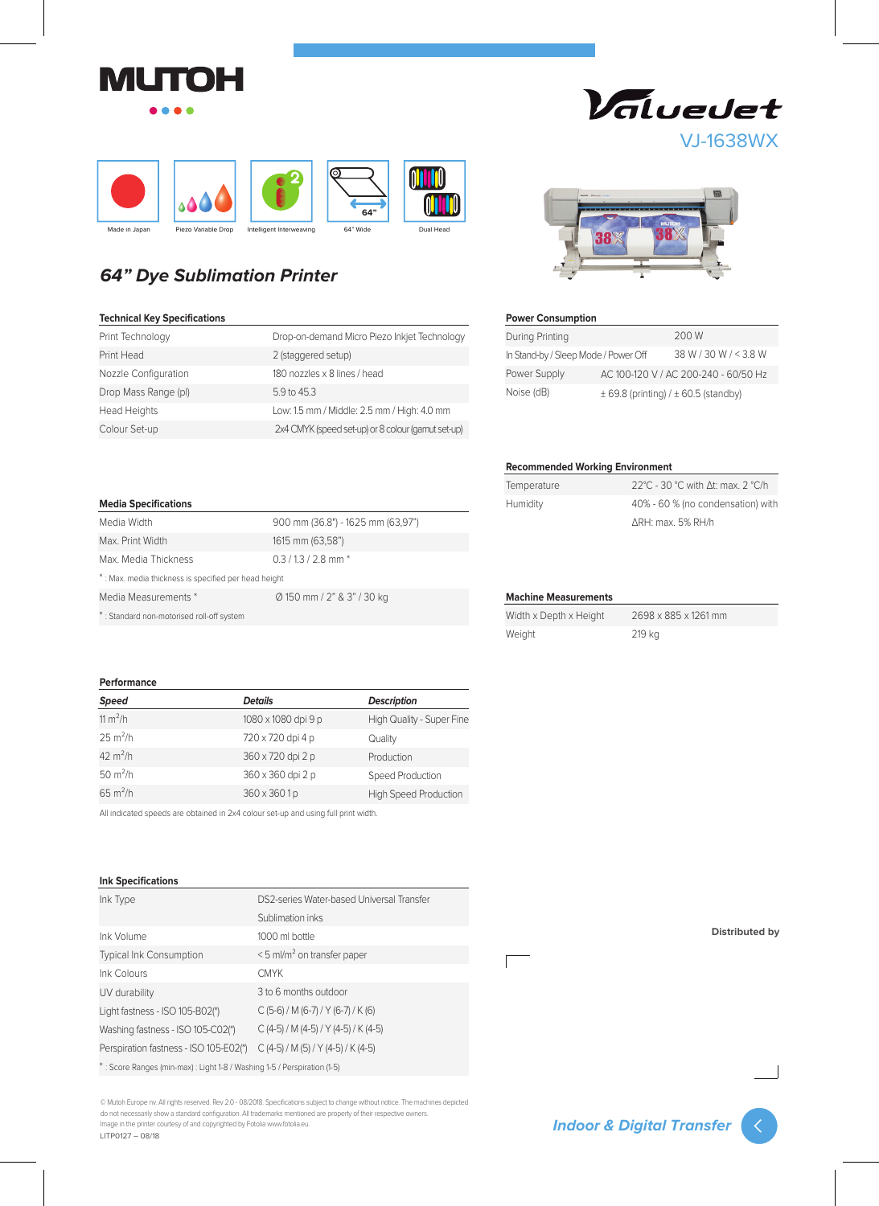MUTOH

# ValueJet

VJ-1638WX

Made in Japan | Piezo Variable Drop | Intelligent Interweaving | 64" Wide | Dual Head

## 64" Dye Sublimation Printer

### Technical Key Specifications

| | |
|---|---|
| Print Technology | Drop-on-demand Micro Piezo Inkjet Technology |
| Print Head | 2 (staggered setup) |
| Nozzle Configuration | 180 nozzles x 8 lines / head |
| Drop Mass Range (pl) | 5.9 to 45.3 |
| Head Heights | Low: 1.5 mm / Middle: 2.5 mm / High: 4.0 mm |
| Colour Set-up | 2x4 CMYK (speed set-up) or 8 colour (gamut set-up) |

### Media Specifications

| | |
|---|---|
| Media Width | 900 mm (36.8") - 1625 mm (63,97") |
| Max. Print Width | 1615 mm (63,58") |
| Max. Media Thickness | 0.3 / 1.3 / 2.8 mm * |

* : Max. media thickness is specified per head height

| | |
|---|---|
| Media Measurements * | Ø 150 mm / 2" & 3" / 30 kg |

* : Standard non-motorised roll-off system

### Performance

| *Speed* | *Details* | *Description* |
|---|---|---|
| 11 m²/h | 1080 x 1080 dpi 9 p | High Quality - Super Fine |
| 25 m²/h | 720 x 720 dpi 4 p | Quality |
| 42 m²/h | 360 x 720 dpi 2 p | Production |
| 50 m²/h | 360 x 360 dpi 2 p | Speed Production |
| 65 m²/h | 360 x 360 1 p | High Speed Production |

All indicated speeds are obtained in 2x4 colour set-up and using full print width.

### Ink Specifications

| | |
|---|---|
| Ink Type | DS2-series Water-based Universal Transfer Sublimation inks |
| Ink Volume | 1000 ml bottle |
| Typical Ink Consumption | < 5 ml/m² on transfer paper |
| Ink Colours | CMYK |
| UV durability | 3 to 6 months outdoor |
| Light fastness - ISO 105-B02(*) | C (5-6) / M (6-7) / Y (6-7) / K (6) |
| Washing fastness - ISO 105-C02(*) | C (4-5) / M (4-5) / Y (4-5) / K (4-5) |
| Perspiration fastness - ISO 105-E02(*) | C (4-5) / M (5) / Y (4-5) / K (4-5) |

* : Score Ranges (min-max) : Light 1-8 / Washing 1-5 / Perspiration (1-5)

### Power Consumption

| | |
|---|---|
| During Printing | 200 W |
| In Stand-by / Sleep Mode / Power Off | 38 W / 30 W / < 3.8 W |
| Power Supply | AC 100-120 V / AC 200-240 - 60/50 Hz |
| Noise (dB) | ± 69.8 (printing) / ± 60.5 (standby) |

### Recommended Working Environment

| | |
|---|---|
| Temperature | 22°C - 30 °C with Δt: max. 2 °C/h |
| Humidity | 40% - 60 % (no condensation) with ΔRH: max. 5% RH/h |

### Machine Measurements

| | |
|---|---|
| Width x Depth x Height | 2698 x 885 x 1261 mm |
| Weight | 219 kg |

**Distributed by**

© Mutoh Europe nv. All rights reserved. Rev 2.0 - 08/2018. Specifications subject to change without notice. The machines depicted do not necessarily show a standard configuration. All trademarks mentioned are property of their respective owners.
Image in the printer courtesy of and copyrighted by Fotolia www.fotolia.eu.
LITP0127 – 08/18

*Indoor & Digital Transfer*